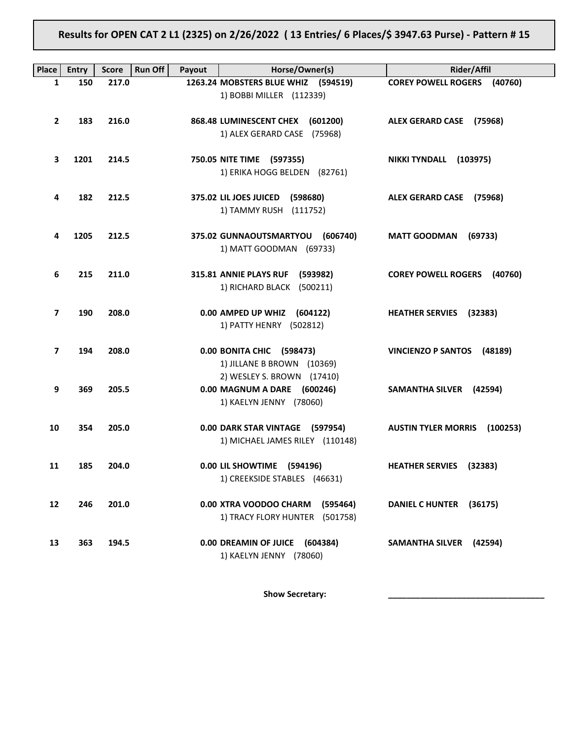**Results for OPEN CAT 2 L1 (2325) on 2/26/2022 ( 13 Entries/ 6 Places/$ 3947.63 Purse) - Pattern # 15**

| Place | Entry | Score | Run Off | Payout | Horse/Owner(s) | Rider/Affil |
|---|---|---|---|---|---|---|
| 1 | 150 | 217.0 | | 1263.24 | **MOBSTERS BLUE WHIZ (594519)**<br>1) BOBBI MILLER (112339) | **COREY POWELL ROGERS (40760)** |
| 2 | 183 | 216.0 | | 868.48 | **LUMINESCENT CHEX (601200)**<br>1) ALEX GERARD CASE (75968) | **ALEX GERARD CASE (75968)** |
| 3 | 1201 | 214.5 | | 750.05 | **NITE TIME (597355)**<br>1) ERIKA HOGG BELDEN (82761) | **NIKKI TYNDALL (103975)** |
| 4 | 182 | 212.5 | | 375.02 | **LIL JOES JUICED (598680)**<br>1) TAMMY RUSH (111752) | **ALEX GERARD CASE (75968)** |
| 4 | 1205 | 212.5 | | 375.02 | **GUNNAOUTSMARTYOU (606740)**<br>1) MATT GOODMAN (69733) | **MATT GOODMAN (69733)** |
| 6 | 215 | 211.0 | | 315.81 | **ANNIE PLAYS RUF (593982)**<br>1) RICHARD BLACK (500211) | **COREY POWELL ROGERS (40760)** |
| 7 | 190 | 208.0 | | 0.00 | **AMPED UP WHIZ (604122)**<br>1) PATTY HENRY (502812) | **HEATHER SERVIES (32383)** |
| 7 | 194 | 208.0 | | 0.00 | **BONITA CHIC (598473)**<br>1) JILLANE B BROWN (10369)<br>2) WESLEY S. BROWN (17410) | **VINCIENZO P SANTOS (48189)** |
| 9 | 369 | 205.5 | | 0.00 | **MAGNUM A DARE (600246)**<br>1) KAELYN JENNY (78060) | **SAMANTHA SILVER (42594)** |
| 10 | 354 | 205.0 | | 0.00 | **DARK STAR VINTAGE (597954)**<br>1) MICHAEL JAMES RILEY (110148) | **AUSTIN TYLER MORRIS (100253)** |
| 11 | 185 | 204.0 | | 0.00 | **LIL SHOWTIME (594196)**<br>1) CREEKSIDE STABLES (46631) | **HEATHER SERVIES (32383)** |
| 12 | 246 | 201.0 | | 0.00 | **XTRA VOODOO CHARM (595464)**<br>1) TRACY FLORY HUNTER (501758) | **DANIEL C HUNTER (36175)** |
| 13 | 363 | 194.5 | | 0.00 | **DREAMIN OF JUICE (604384)**<br>1) KAELYN JENNY (78060) | **SAMANTHA SILVER (42594)** |

**Show Secretary:** \_\_\_\_\_\_\_\_\_\_\_\_\_\_\_\_\_\_\_\_\_\_\_\_\_\_\_\_\_\_\_\_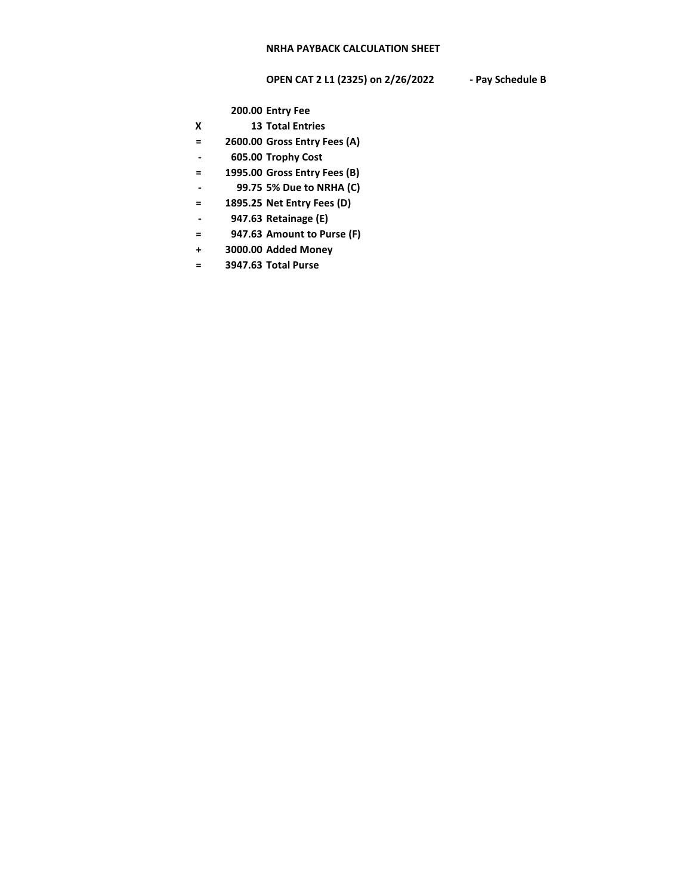**NRHA PAYBACK CALCULATION SHEET**

**OPEN CAT 2 L1 (2325) on 2/26/2022 - Pay Schedule B**

| | | |
|---|---|---|
| | 200.00 | Entry Fee |
| X | 13 | Total Entries |
| = | 2600.00 | Gross Entry Fees (A) |
| - | 605.00 | Trophy Cost |
| = | 1995.00 | Gross Entry Fees (B) |
| - | 99.75 | 5% Due to NRHA (C) |
| = | 1895.25 | Net Entry Fees (D) |
| - | 947.63 | Retainage (E) |
| = | 947.63 | Amount to Purse (F) |
| + | 3000.00 | Added Money |
| = | 3947.63 | Total Purse |